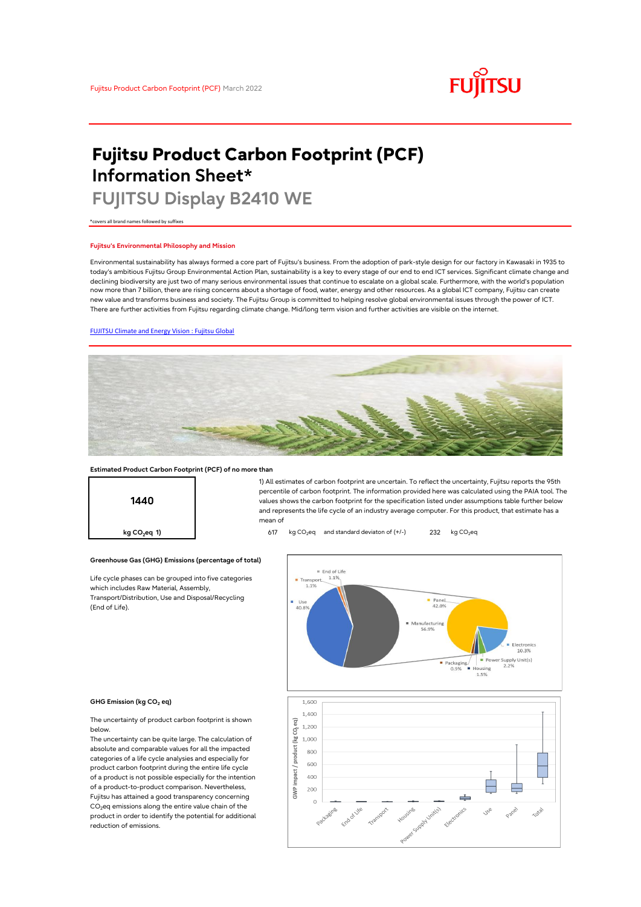# Fujitsu Product Carbon Footprint (PCF) Information Sheet*

## FUJITSU Display B2410 WE

*covers all brand names followed by suffixes

### Fujitsu's Environmental Philosophy and Mission

Environmental sustainability has always formed a core part of Fujitsu's business. From the adoption of park-style design for our factory in Kawasaki in 1935 to today's ambitious Fujitsu Group Environmental Action Plan, sustainability is a key to every stage of our end to end ICT services. Significant climate change and declining biodiversity are just two of many serious environmental issues that continue to escalate on a global scale. Furthermore, with the world's population now more than 7 billion, there are rising concerns about a shortage of food, water, energy and other resources. As a global ICT company, Fujitsu can create new value and transforms business and society. The Fujitsu Group is committed to helping resolve global environmental issues through the power of ICT. There are further activities from Fujitsu regarding climate change. Mid/long term vision and further activities are visible on the internet.

[FUJITSU Climate and Energy Vision : Fujitsu Global]

### Estimated Product Carbon Footprint (PCF) of no more than

**1440**

**kg $CO_2$eq 1)**

1) All estimates of carbon footprint are uncertain. To reflect the uncertainty, Fujitsu reports the 95th percentile of carbon footprint. The information provided here was calculated using the PAIA tool. The values shows the carbon footprint for the specification listed under assumptions table further below and represents the life cycle of an industry average computer. For this product, that estimate has a mean of

617 kg $CO_2$eq and standard deviaton of (+/-) 232 kg $CO_2$eq

### Greenhouse Gas (GHG) Emissions (percentage of total)

Life cycle phases can be grouped into five categories which includes Raw Material, Assembly, Transport/Distribution, Use and Disposal/Recycling (End of Life).

### GHG Emission (kg $CO_2$ eq)

The uncertainty of product carbon footprint is shown below.

The uncertainty can be quite large. The calculation of absolute and comparable values for all the impacted categories of a life cycle analysies and especially for product carbon footprint during the entire life cycle of a product is not possible especially for the intention of a product-to-product comparison. Nevertheless, Fujitsu has attained a good transparency concerning $CO_2$eq emissions along the entire value chain of the product in order to identify the potential for additional reduction of emissions.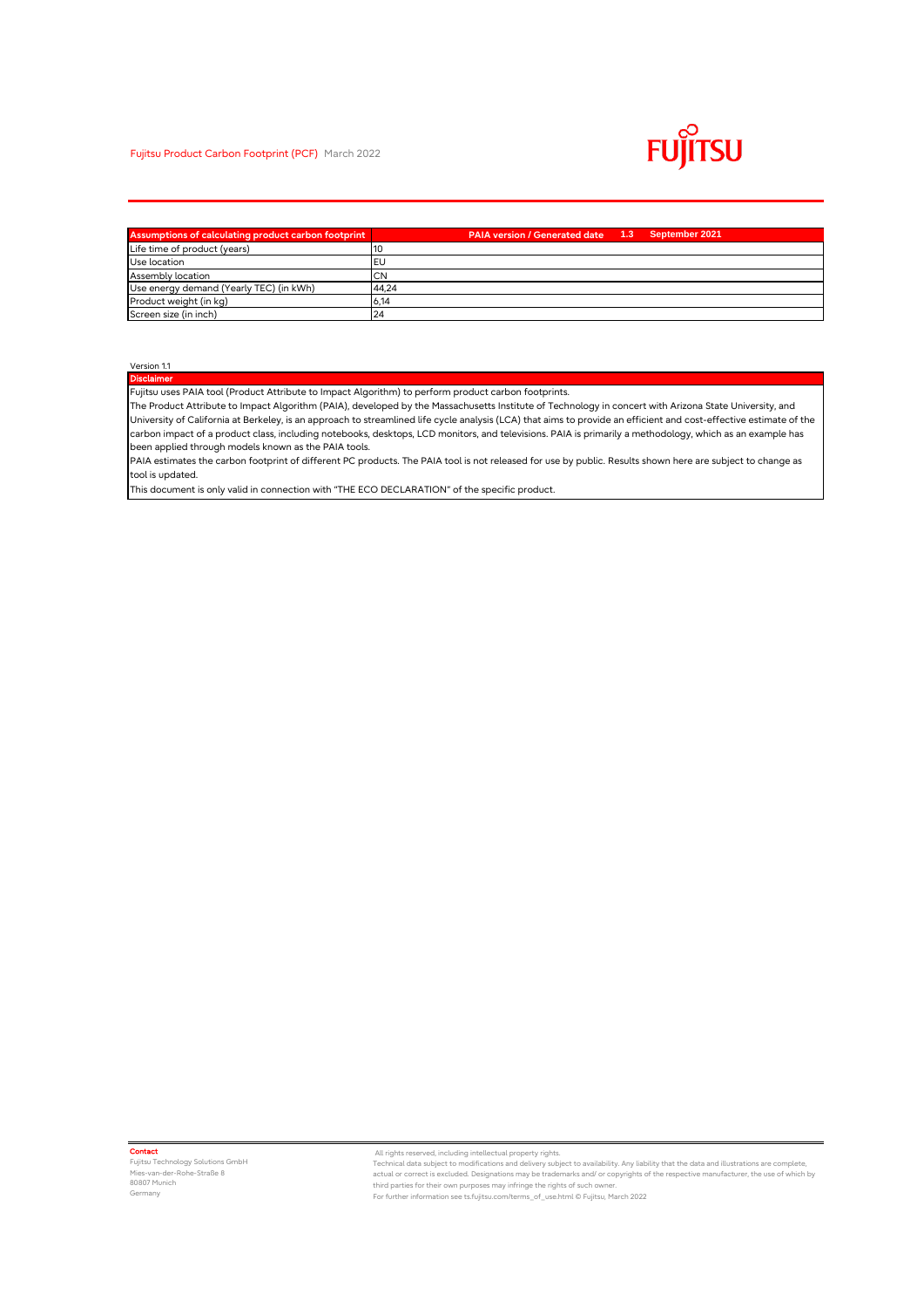Fujitsu Product Carbon Footprint (PCF) March 2022

| Assumptions of calculating product carbon footprint | PAIA version / Generated date 1.3 September 2021 |
| --- | --- |
| Life time of product (years) | 10 |
| Use location | EU |
| Assembly location | CN |
| Use energy demand (Yearly TEC) (in kWh) | 44,24 |
| Product weight (in kg) | 6,14 |
| Screen size (in inch) | 24 |

Version 1.1

**Disclaimer**

Fujitsu uses PAIA tool (Product Attribute to Impact Algorithm) to perform product carbon footprints.

The Product Attribute to Impact Algorithm (PAIA), developed by the Massachusetts Institute of Technology in concert with Arizona State University, and University of California at Berkeley, is an approach to streamlined life cycle analysis (LCA) that aims to provide an efficient and cost-effective estimate of the carbon impact of a product class, including notebooks, desktops, LCD monitors, and televisions. PAIA is primarily a methodology, which as an example has been applied through models known as the PAIA tools.

PAIA estimates the carbon footprint of different PC products. The PAIA tool is not released for use by public. Results shown here are subject to change as tool is updated.

This document is only valid in connection with "THE ECO DECLARATION" of the specific product.

**Contact**

Fujitsu Technology Solutions GmbH
Mies-van-der-Rohe-Straße 8
80807 Munich
Germany

All rights reserved, including intellectual property rights.
Technical data subject to modifications and delivery subject to availability. Any liability that the data and illustrations are complete, actual or correct is excluded. Designations may be trademarks and/ or copyrights of the respective manufacturer, the use of which by third parties for their own purposes may infringe the rights of such owner.
For further information see ts.fujitsu.com/terms_of_use.html © Fujitsu, March 2022